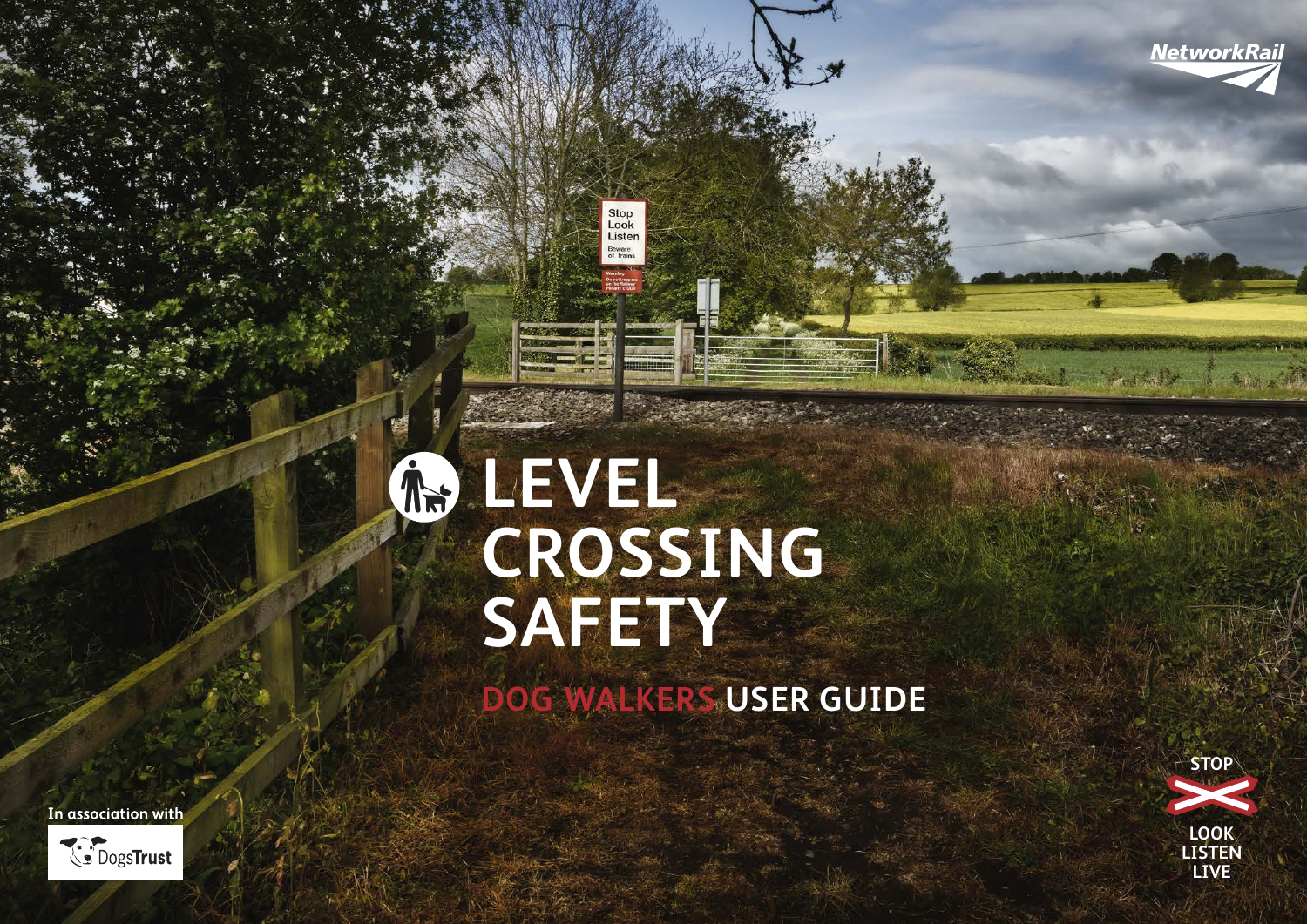NetworkRail

# LEVEL CROSSING SAFETY

## DOG WALKERS USER GUIDE

In association with DogsTrust

STOP LOOK LISTEN LIVE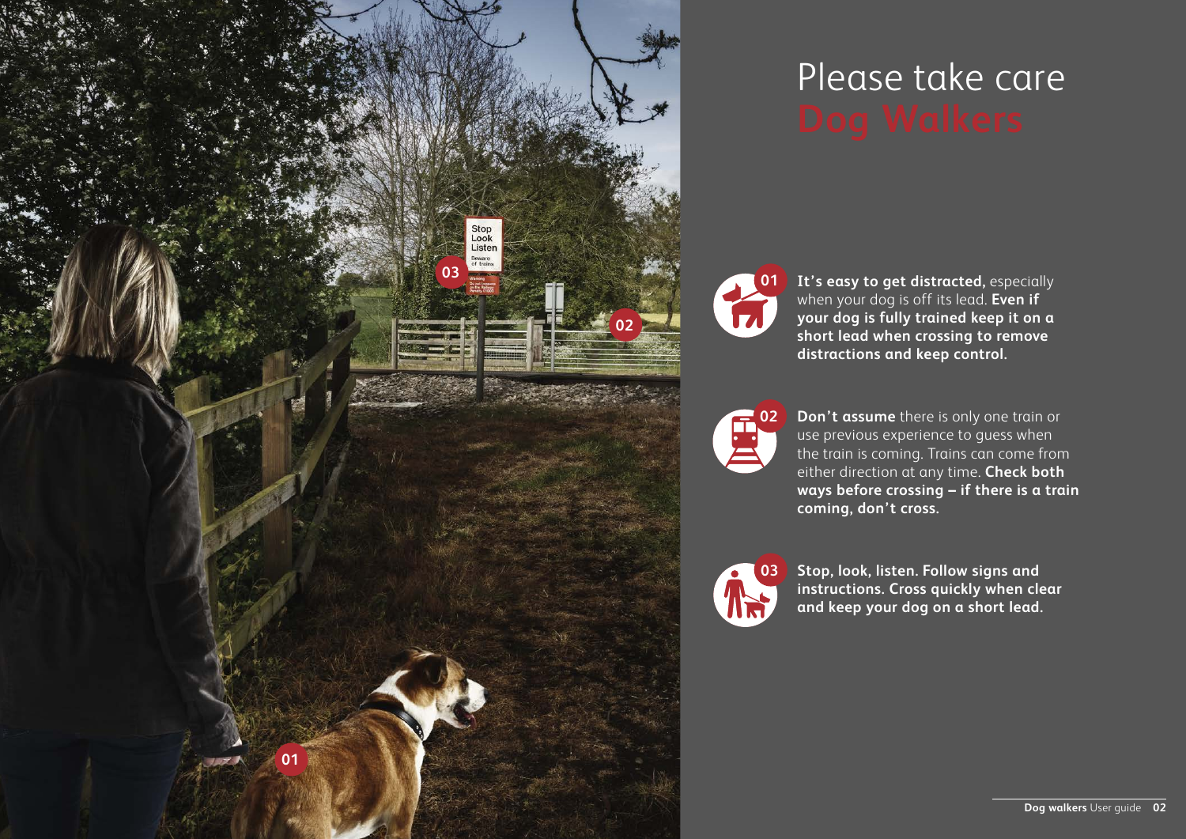# Please take care
## Dog Walkers

**01** **It's easy to get distracted,** especially when your dog is off its lead. **Even if your dog is fully trained keep it on a short lead when crossing to remove distractions and keep control.**

**02** **Don't assume** there is only one train or use previous experience to guess when the train is coming. Trains can come from either direction at any time. **Check both ways before crossing – if there is a train coming, don't cross.**

**03** **Stop, look, listen. Follow signs and instructions. Cross quickly when clear and keep your dog on a short lead.**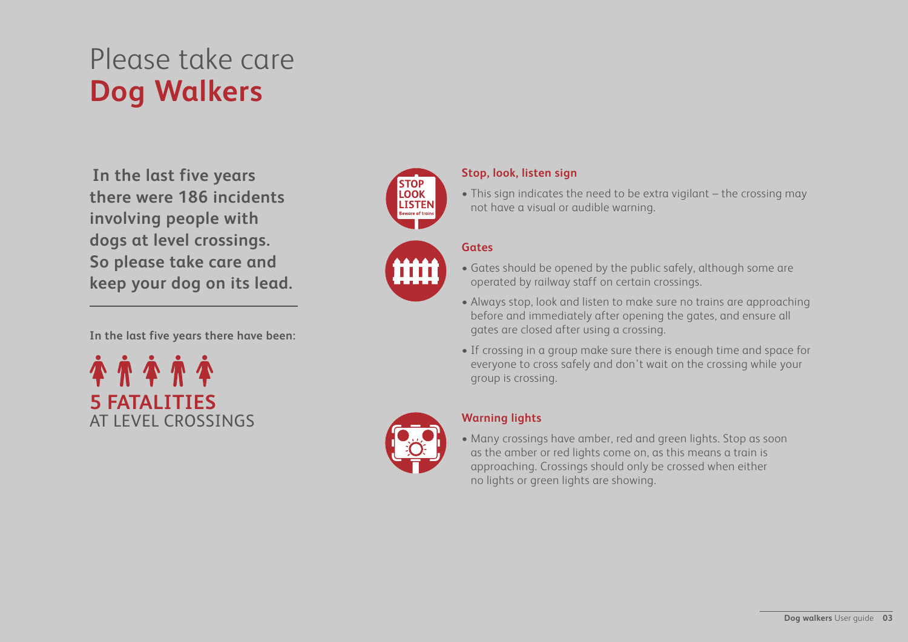# Please take care **Dog Walkers**

**In the last five years there were 186 incidents involving people with dogs at level crossings. So please take care and keep your dog on its lead.**

**In the last five years there have been:**

**5 FATALITIES**
AT LEVEL CROSSINGS

### Stop, look, listen sign

- This sign indicates the need to be extra vigilant – the crossing may not have a visual or audible warning.

### Gates

- Gates should be opened by the public safely, although some are operated by railway staff on certain crossings.
- Always stop, look and listen to make sure no trains are approaching before and immediately after opening the gates, and ensure all gates are closed after using a crossing.
- If crossing in a group make sure there is enough time and space for everyone to cross safely and don't wait on the crossing while your group is crossing.

### Warning lights

- Many crossings have amber, red and green lights. Stop as soon as the amber or red lights come on, as this means a train is approaching. Crossings should only be crossed when either no lights or green lights are showing.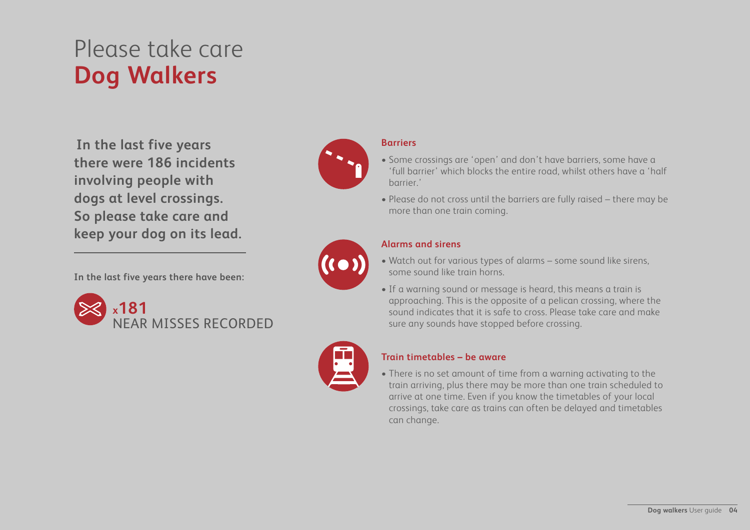# Please take care
# **Dog Walkers**

**In the last five years there were 186 incidents involving people with dogs at level crossings. So please take care and keep your dog on its lead.**

**In the last five years there have been:**

x**181**
NEAR MISSES RECORDED

### Barriers

- Some crossings are 'open' and don't have barriers, some have a 'full barrier' which blocks the entire road, whilst others have a 'half barrier.'
- Please do not cross until the barriers are fully raised – there may be more than one train coming.

### Alarms and sirens

- Watch out for various types of alarms – some sound like sirens, some sound like train horns.
- If a warning sound or message is heard, this means a train is approaching. This is the opposite of a pelican crossing, where the sound indicates that it is safe to cross. Please take care and make sure any sounds have stopped before crossing.

### Train timetables – be aware

- There is no set amount of time from a warning activating to the train arriving, plus there may be more than one train scheduled to arrive at one time. Even if you know the timetables of your local crossings, take care as trains can often be delayed and timetables can change.